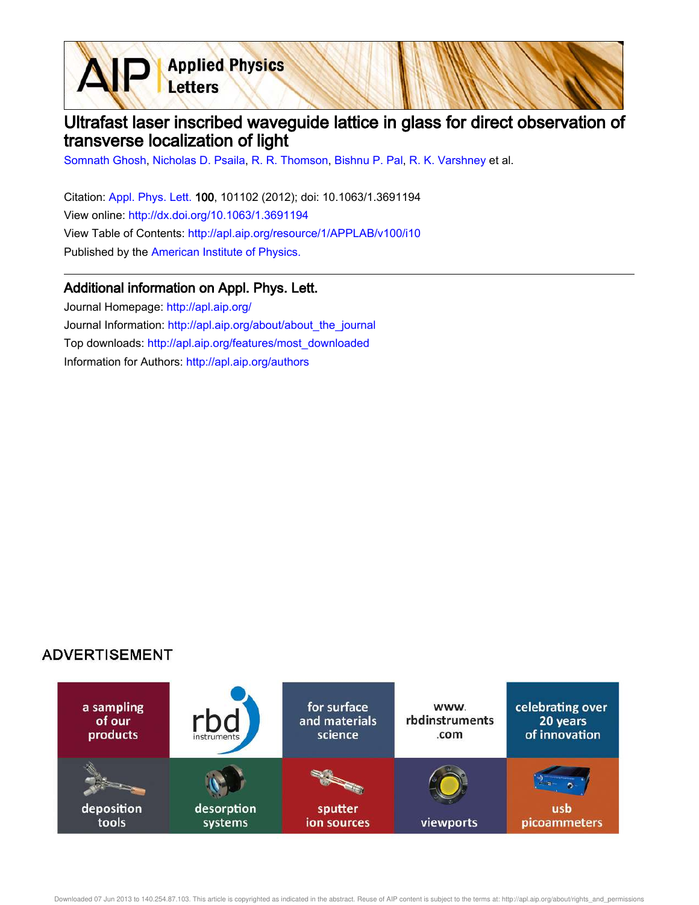# Ultrafast laser inscribed waveguide lattice in glass for direct observation of transverse localization of light

Somnath Ghosh, Nicholas D. Psaila, R. R. Thomson, Bishnu P. Pal, R. K. Varshney et al.

Citation: Appl. Phys. Lett. **100**, 101102 (2012); doi: 10.1063/1.3691194

View online: http://dx.doi.org/10.1063/1.3691194

View Table of Contents: http://apl.aip.org/resource/1/APPLAB/v100/i10

Published by the American Institute of Physics.

## Additional information on Appl. Phys. Lett.

Journal Homepage: http://apl.aip.org/

Journal Information: http://apl.aip.org/about/about_the_journal

Top downloads: http://apl.aip.org/features/most_downloaded

Information for Authors: http://apl.aip.org/authors

ADVERTISEMENT

a sampling of our products | rbd instruments | for surface and materials science | www.rbdinstruments.com | celebrating over 20 years of innovation

deposition tools | desorption systems | sputter ion sources | viewports | usb picoammeters

Downloaded 07 Jun 2013 to 140.254.87.103. This article is copyrighted as indicated in the abstract. Reuse of AIP content is subject to the terms at: http://apl.aip.org/about/rights_and_permissions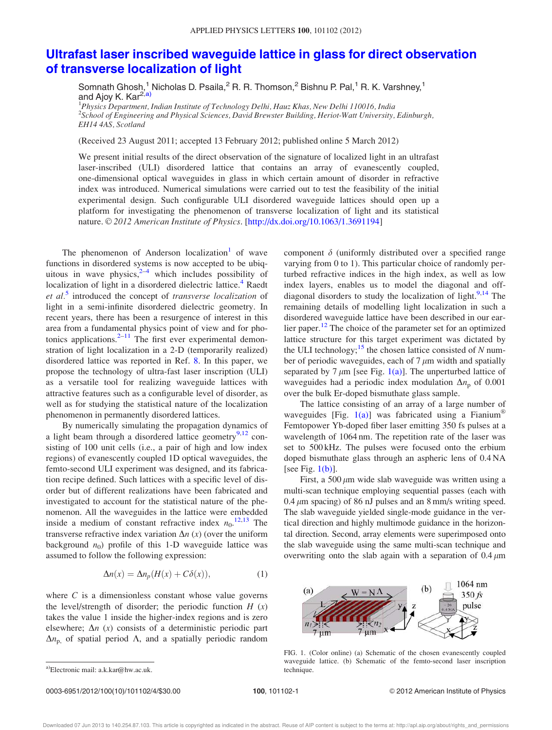# Ultrafast laser inscribed waveguide lattice in glass for direct observation of transverse localization of light

Somnath Ghosh,[1] Nicholas D. Psaila,[2] R. R. Thomson,[2] Bishnu P. Pal,[1] R. K. Varshney,[1] and Ajoy K. Kar[2,a)]

[1]*Physics Department, Indian Institute of Technology Delhi, Hauz Khas, New Delhi 110016, India*
[2]*School of Engineering and Physical Sciences, David Brewster Building, Heriot-Watt University, Edinburgh, EH14 4AS, Scotland*

(Received 23 August 2011; accepted 13 February 2012; published online 5 March 2012)

We present initial results of the direct observation of the signature of localized light in an ultrafast laser-inscribed (ULI) disordered lattice that contains an array of evanescently coupled, one-dimensional optical waveguides in glass in which certain amount of disorder in refractive index was introduced. Numerical simulations were carried out to test the feasibility of the initial experimental design. Such configurable ULI disordered waveguide lattices should open up a platform for investigating the phenomenon of transverse localization of light and its statistical nature. © *2012 American Institute of Physics*. [http://dx.doi.org/10.1063/1.3691194]

The phenomenon of Anderson localization[1] of wave functions in disordered systems is now accepted to be ubiquitous in wave physics,[2–4] which includes possibility of localization of light in a disordered dielectric lattice.[4] Raedt *et al.*[5] introduced the concept of *transverse localization* of light in a semi-infinite disordered dielectric geometry. In recent years, there has been a resurgence of interest in this area from a fundamental physics point of view and for photonics applications.[2–11] The first ever experimental demonstration of light localization in a 2-D (temporarily realized) disordered lattice was reported in Ref. 8. In this paper, we propose the technology of ultra-fast laser inscription (ULI) as a versatile tool for realizing waveguide lattices with attractive features such as a configurable level of disorder, as well as for studying the statistical nature of the localization phenomenon in permanently disordered lattices.

By numerically simulating the propagation dynamics of a light beam through a disordered lattice geometry[9,12] consisting of 100 unit cells (i.e., a pair of high and low index regions) of evanescently coupled 1D optical waveguides, the femto-second ULI experiment was designed, and its fabrication recipe defined. Such lattices with a specific level of disorder but of different realizations have been fabricated and investigated to account for the statistical nature of the phenomenon. All the waveguides in the lattice were embedded inside a medium of constant refractive index $n_0$.[12,13] The transverse refractive index variation $\Delta n$ $(x)$ (over the uniform background $n_0$) profile of this 1-D waveguide lattice was assumed to follow the following expression:

$$\Delta n(x) = \Delta n_p(H(x) + C\delta(x)), \tag{1}$$

where $C$ is a dimensionless constant whose value governs the level/strength of disorder; the periodic function $H$ $(x)$ takes the value 1 inside the higher-index regions and is zero elsewhere; $\Delta n$ $(x)$ consists of a deterministic periodic part $\Delta n_p$, of spatial period $\Lambda$, and a spatially periodic random component $\delta$ (uniformly distributed over a specified range varying from 0 to 1). This particular choice of randomly perturbed refractive indices in the high index, as well as low index layers, enables us to model the diagonal and off-diagonal disorders to study the localization of light.[9,14] The remaining details of modelling light localization in such a disordered waveguide lattice have been described in our earlier paper.[12] The choice of the parameter set for an optimized lattice structure for this target experiment was dictated by the ULI technology;[15] the chosen lattice consisted of $N$ number of periodic waveguides, each of 7 $\mu$m width and spatially separated by 7 $\mu$m [see Fig. 1(a)]. The unperturbed lattice of waveguides had a periodic index modulation $\Delta n_p$ of 0.001 over the bulk Er-doped bismuthate glass sample.

The lattice consisting of an array of a large number of waveguides [Fig. 1(a)] was fabricated using a Fianium® Femtopower Yb-doped fiber laser emitting 350 fs pulses at a wavelength of 1064 nm. The repetition rate of the laser was set to 500 kHz. The pulses were focused onto the erbium doped bismuthate glass through an aspheric lens of 0.4 NA [see Fig. 1(b)].

First, a 500 $\mu$m wide slab waveguide was written using a multi-scan technique employing sequential passes (each with 0.4 $\mu$m spacing) of 86 nJ pulses and an 8 mm/s writing speed. The slab waveguide yielded single-mode guidance in the vertical direction and highly multimode guidance in the horizontal direction. Second, array elements were superimposed onto the slab waveguide using the same multi-scan technique and overwriting onto the slab again with a separation of 0.4 $\mu$m

FIG. 1. (Color online) (a) Schematic of the chosen evanescently coupled waveguide lattice. (b) Schematic of the femto-second laser inscription technique.

a)Electronic mail: a.k.kar@hw.ac.uk.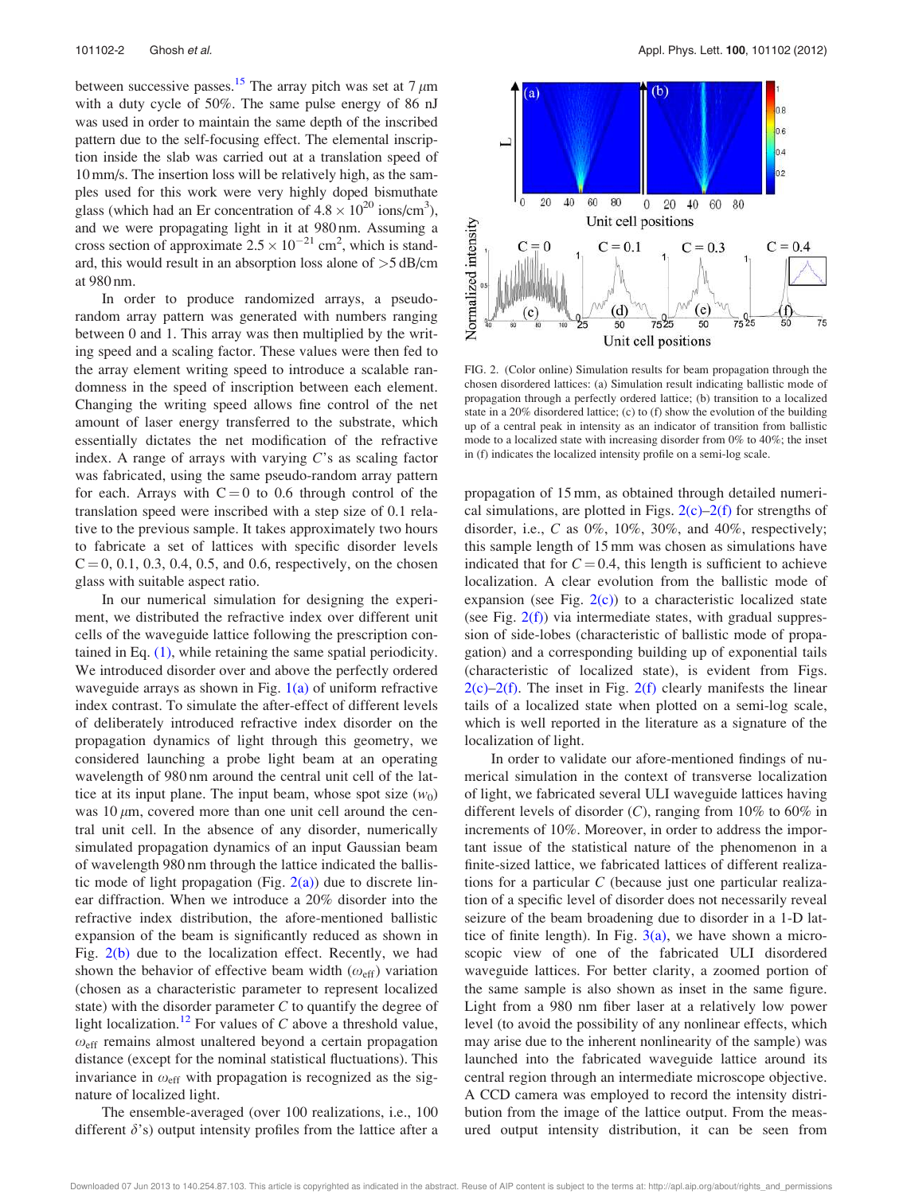between successive passes.[15] The array pitch was set at 7 $\mu$m with a duty cycle of 50%. The same pulse energy of 86 nJ was used in order to maintain the same depth of the inscribed pattern due to the self-focusing effect. The elemental inscription inside the slab was carried out at a translation speed of 10 mm/s. The insertion loss will be relatively high, as the samples used for this work were very highly doped bismuthate glass (which had an Er concentration of $4.8 \times 10^{20}$ ions/cm$^3$), and we were propagating light in it at 980 nm. Assuming a cross section of approximate $2.5 \times 10^{-21}$ cm$^2$, which is standard, this would result in an absorption loss alone of >5 dB/cm at 980 nm.

In order to produce randomized arrays, a pseudo-random array pattern was generated with numbers ranging between 0 and 1. This array was then multiplied by the writing speed and a scaling factor. These values were then fed to the array element writing speed to introduce a scalable randomness in the speed of inscription between each element. Changing the writing speed allows fine control of the net amount of laser energy transferred to the substrate, which essentially dictates the net modification of the refractive index. A range of arrays with varying $C$'s as scaling factor was fabricated, using the same pseudo-random array pattern for each. Arrays with $C = 0$ to 0.6 through control of the translation speed were inscribed with a step size of 0.1 relative to the previous sample. It takes approximately two hours to fabricate a set of lattices with specific disorder levels $C = 0$, 0.1, 0.3, 0.4, 0.5, and 0.6, respectively, on the chosen glass with suitable aspect ratio.

In our numerical simulation for designing the experiment, we distributed the refractive index over different unit cells of the waveguide lattice following the prescription contained in Eq. (1), while retaining the same spatial periodicity. We introduced disorder over and above the perfectly ordered waveguide arrays as shown in Fig. 1(a) of uniform refractive index contrast. To simulate the after-effect of different levels of deliberately introduced refractive index disorder on the propagation dynamics of light through this geometry, we considered launching a probe light beam at an operating wavelength of 980 nm around the central unit cell of the lattice at its input plane. The input beam, whose spot size ($w_0$) was 10 $\mu$m, covered more than one unit cell around the central unit cell. In the absence of any disorder, numerically simulated propagation dynamics of an input Gaussian beam of wavelength 980 nm through the lattice indicated the ballistic mode of light propagation (Fig. 2(a)) due to discrete linear diffraction. When we introduce a 20% disorder into the refractive index distribution, the afore-mentioned ballistic expansion of the beam is significantly reduced as shown in Fig. 2(b) due to the localization effect. Recently, we had shown the behavior of effective beam width ($\omega_{\mathrm{eff}}$) variation (chosen as a characteristic parameter to represent localized state) with the disorder parameter $C$ to quantify the degree of light localization.[12] For values of $C$ above a threshold value, $\omega_{\mathrm{eff}}$ remains almost unaltered beyond a certain propagation distance (except for the nominal statistical fluctuations). This invariance in $\omega_{\mathrm{eff}}$ with propagation is recognized as the signature of localized light.

The ensemble-averaged (over 100 realizations, i.e., 100 different $\delta$'s) output intensity profiles from the lattice after a

FIG. 2. (Color online) Simulation results for beam propagation through the chosen disordered lattices: (a) Simulation result indicating ballistic mode of propagation through a perfectly ordered lattice; (b) transition to a localized state in a 20% disordered lattice; (c) to (f) show the evolution of the building up of a central peak in intensity as an indicator of transition from ballistic mode to a localized state with increasing disorder from 0% to 40%; the inset in (f) indicates the localized intensity profile on a semi-log scale.

propagation of 15 mm, as obtained through detailed numerical simulations, are plotted in Figs. 2(c)–2(f) for strengths of disorder, i.e., $C$ as 0%, 10%, 30%, and 40%, respectively; this sample length of 15 mm was chosen as simulations have indicated that for $C = 0.4$, this length is sufficient to achieve localization. A clear evolution from the ballistic mode of expansion (see Fig. 2(c)) to a characteristic localized state (see Fig. 2(f)) via intermediate states, with gradual suppression of side-lobes (characteristic of ballistic mode of propagation) and a corresponding building up of exponential tails (characteristic of localized state), is evident from Figs. 2(c)–2(f). The inset in Fig. 2(f) clearly manifests the linear tails of a localized state when plotted on a semi-log scale, which is well reported in the literature as a signature of the localization of light.

In order to validate our afore-mentioned findings of numerical simulation in the context of transverse localization of light, we fabricated several ULI waveguide lattices having different levels of disorder ($C$), ranging from 10% to 60% in increments of 10%. Moreover, in order to address the important issue of the statistical nature of the phenomenon in a finite-sized lattice, we fabricated lattices of different realizations for a particular $C$ (because just one particular realization of a specific level of disorder does not necessarily reveal seizure of the beam broadening due to disorder in a 1-D lattice of finite length). In Fig. 3(a), we have shown a microscopic view of one of the fabricated ULI disordered waveguide lattices. For better clarity, a zoomed portion of the same sample is also shown as inset in the same figure. Light from a 980 nm fiber laser at a relatively low power level (to avoid the possibility of any nonlinear effects, which may arise due to the inherent nonlinearity of the sample) was launched into the fabricated waveguide lattice around its central region through an intermediate microscope objective. A CCD camera was employed to record the intensity distribution from the image of the lattice output. From the measured output intensity distribution, it can be seen from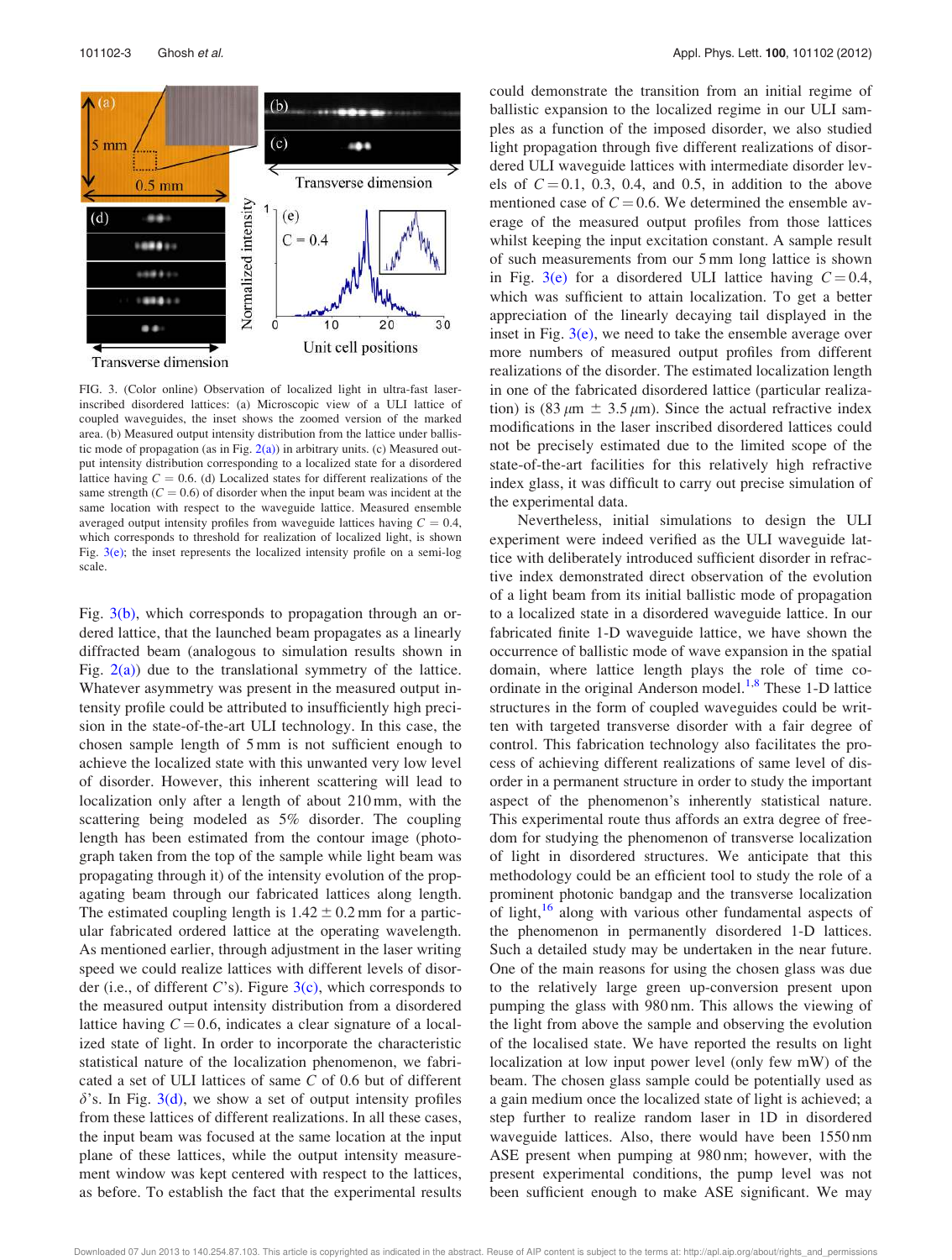FIG. 3. (Color online) Observation of localized light in ultra-fast laser-inscribed disordered lattices: (a) Microscopic view of a ULI lattice of coupled waveguides, the inset shows the zoomed version of the marked area. (b) Measured output intensity distribution from the lattice under ballistic mode of propagation (as in Fig. 2(a)) in arbitrary units. (c) Measured output intensity distribution corresponding to a localized state for a disordered lattice having $C = 0.6$. (d) Localized states for different realizations of the same strength ($C = 0.6$) of disorder when the input beam was incident at the same location with respect to the waveguide lattice. Measured ensemble averaged output intensity profiles from waveguide lattices having $C = 0.4$, which corresponds to threshold for realization of localized light, is shown Fig. 3(e); the inset represents the localized intensity profile on a semi-log scale.

Fig. 3(b), which corresponds to propagation through an ordered lattice, that the launched beam propagates as a linearly diffracted beam (analogous to simulation results shown in Fig. 2(a)) due to the translational symmetry of the lattice. Whatever asymmetry was present in the measured output intensity profile could be attributed to insufficiently high precision in the state-of-the-art ULI technology. In this case, the chosen sample length of 5 mm is not sufficient enough to achieve the localized state with this unwanted very low level of disorder. However, this inherent scattering will lead to localization only after a length of about 210 mm, with the scattering being modeled as 5% disorder. The coupling length has been estimated from the contour image (photograph taken from the top of the sample while light beam was propagating through it) of the intensity evolution of the propagating beam through our fabricated lattices along length. The estimated coupling length is $1.42 \pm 0.2$ mm for a particular fabricated ordered lattice at the operating wavelength. As mentioned earlier, through adjustment in the laser writing speed we could realize lattices with different levels of disorder (i.e., of different $C$'s). Figure 3(c), which corresponds to the measured output intensity distribution from a disordered lattice having $C = 0.6$, indicates a clear signature of a localized state of light. In order to incorporate the characteristic statistical nature of the localization phenomenon, we fabricated a set of ULI lattices of same $C$ of 0.6 but of different $\delta$'s. In Fig. 3(d), we show a set of output intensity profiles from these lattices of different realizations. In all these cases, the input beam was focused at the same location at the input plane of these lattices, while the output intensity measurement window was kept centered with respect to the lattices, as before. To establish the fact that the experimental results could demonstrate the transition from an initial regime of ballistic expansion to the localized regime in our ULI samples as a function of the imposed disorder, we also studied light propagation through five different realizations of disordered ULI waveguide lattices with intermediate disorder levels of $C = 0.1$, 0.3, 0.4, and 0.5, in addition to the above mentioned case of $C = 0.6$. We determined the ensemble average of the measured output profiles from those lattices whilst keeping the input excitation constant. A sample result of such measurements from our 5 mm long lattice is shown in Fig. 3(e) for a disordered ULI lattice having $C = 0.4$, which was sufficient to attain localization. To get a better appreciation of the linearly decaying tail displayed in the inset in Fig. 3(e), we need to take the ensemble average over more numbers of measured output profiles from different realizations of the disorder. The estimated localization length in one of the fabricated disordered lattice (particular realization) is ($83\,\mu$m $\pm$ $3.5\,\mu$m). Since the actual refractive index modifications in the laser inscribed disordered lattices could not be precisely estimated due to the limited scope of the state-of-the-art facilities for this relatively high refractive index glass, it was difficult to carry out precise simulation of the experimental data.

Nevertheless, initial simulations to design the ULI experiment were indeed verified as the ULI waveguide lattice with deliberately introduced sufficient disorder in refractive index demonstrated direct observation of the evolution of a light beam from its initial ballistic mode of propagation to a localized state in a disordered waveguide lattice. In our fabricated finite 1-D waveguide lattice, we have shown the occurrence of ballistic mode of wave expansion in the spatial domain, where lattice length plays the role of time coordinate in the original Anderson model.[1,8] These 1-D lattice structures in the form of coupled waveguides could be written with targeted transverse disorder with a fair degree of control. This fabrication technology also facilitates the process of achieving different realizations of same level of disorder in a permanent structure in order to study the important aspect of the phenomenon's inherently statistical nature. This experimental route thus affords an extra degree of freedom for studying the phenomenon of transverse localization of light in disordered structures. We anticipate that this methodology could be an efficient tool to study the role of a prominent photonic bandgap and the transverse localization of light,[16] along with various other fundamental aspects of the phenomenon in permanently disordered 1-D lattices. Such a detailed study may be undertaken in the near future. One of the main reasons for using the chosen glass was due to the relatively large green up-conversion present upon pumping the glass with 980 nm. This allows the viewing of the light from above the sample and observing the evolution of the localised state. We have reported the results on light localization at low input power level (only few mW) of the beam. The chosen glass sample could be potentially used as a gain medium once the localized state of light is achieved; a step further to realize random laser in 1D in disordered waveguide lattices. Also, there would have been 1550 nm ASE present when pumping at 980 nm; however, with the present experimental conditions, the pump level was not been sufficient enough to make ASE significant. We may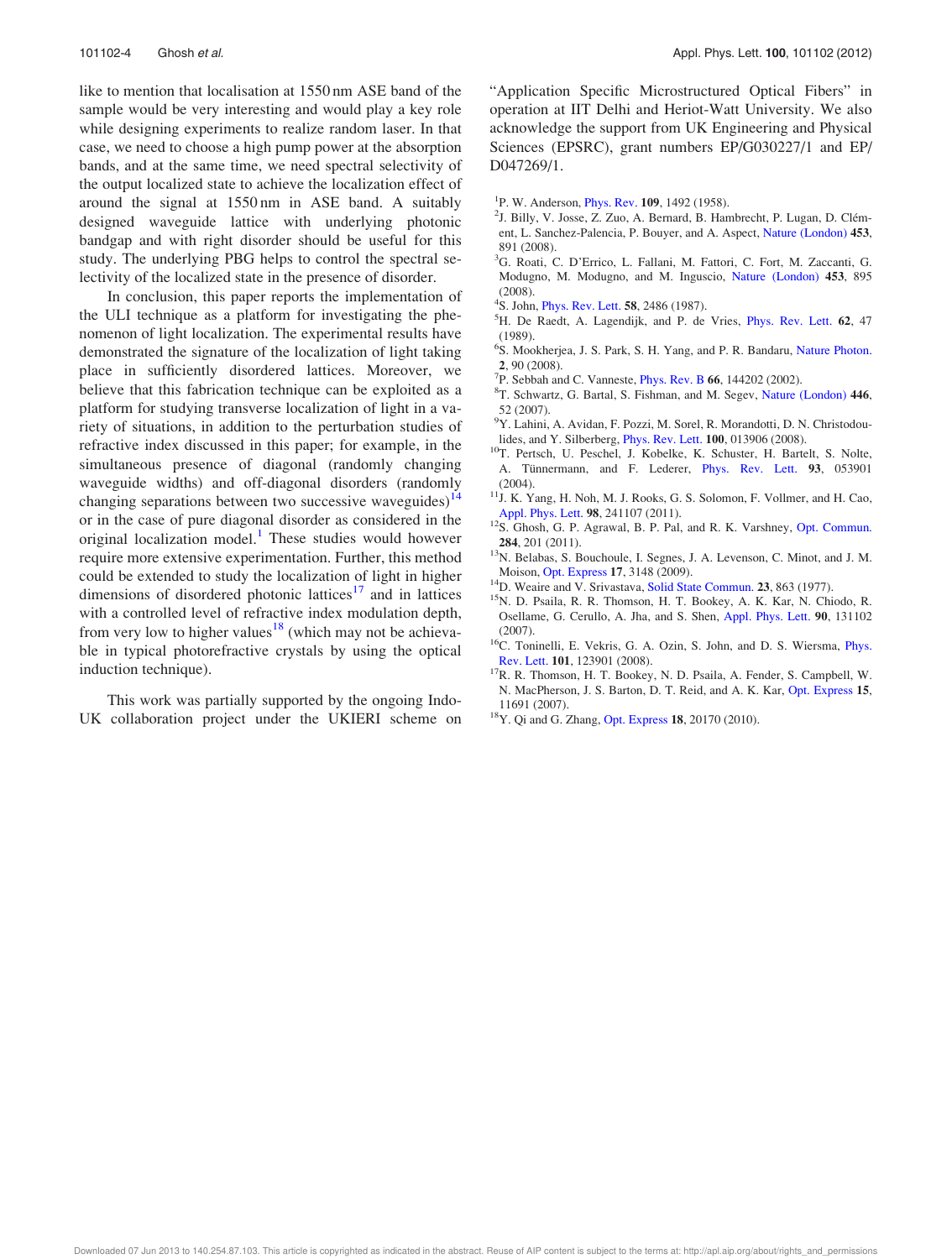like to mention that localisation at 1550 nm ASE band of the sample would be very interesting and would play a key role while designing experiments to realize random laser. In that case, we need to choose a high pump power at the absorption bands, and at the same time, we need spectral selectivity of the output localized state to achieve the localization effect of around the signal at 1550 nm in ASE band. A suitably designed waveguide lattice with underlying photonic bandgap and with right disorder should be useful for this study. The underlying PBG helps to control the spectral selectivity of the localized state in the presence of disorder.

In conclusion, this paper reports the implementation of the ULI technique as a platform for investigating the phenomenon of light localization. The experimental results have demonstrated the signature of the localization of light taking place in sufficiently disordered lattices. Moreover, we believe that this fabrication technique can be exploited as a platform for studying transverse localization of light in a variety of situations, in addition to the perturbation studies of refractive index discussed in this paper; for example, in the simultaneous presence of diagonal (randomly changing waveguide widths) and off-diagonal disorders (randomly changing separations between two successive waveguides)[14] or in the case of pure diagonal disorder as considered in the original localization model.[1] These studies would however require more extensive experimentation. Further, this method could be extended to study the localization of light in higher dimensions of disordered photonic lattices[17] and in lattices with a controlled level of refractive index modulation depth, from very low to higher values[18] (which may not be achievable in typical photorefractive crystals by using the optical induction technique).

This work was partially supported by the ongoing Indo-UK collaboration project under the UKIERI scheme on "Application Specific Microstructured Optical Fibers" in operation at IIT Delhi and Heriot-Watt University. We also acknowledge the support from UK Engineering and Physical Sciences (EPSRC), grant numbers EP/G030227/1 and EP/D047269/1.

[1] P. W. Anderson, Phys. Rev. **109**, 1492 (1958).
[2] J. Billy, V. Josse, Z. Zuo, A. Bernard, B. Hambrecht, P. Lugan, D. Clément, L. Sanchez-Palencia, P. Bouyer, and A. Aspect, Nature (London) **453**, 891 (2008).
[3] G. Roati, C. D'Errico, L. Fallani, M. Fattori, C. Fort, M. Zaccanti, G. Modugno, M. Modugno, and M. Inguscio, Nature (London) **453**, 895 (2008).
[4] S. John, Phys. Rev. Lett. **58**, 2486 (1987).
[5] H. De Raedt, A. Lagendijk, and P. de Vries, Phys. Rev. Lett. **62**, 47 (1989).
[6] S. Mookherjea, J. S. Park, S. H. Yang, and P. R. Bandaru, Nature Photon. **2**, 90 (2008).
[7] P. Sebbah and C. Vanneste, Phys. Rev. B **66**, 144202 (2002).
[8] T. Schwartz, G. Bartal, S. Fishman, and M. Segev, Nature (London) **446**, 52 (2007).
[9] Y. Lahini, A. Avidan, F. Pozzi, M. Sorel, R. Morandotti, D. N. Christodoulides, and Y. Silberberg, Phys. Rev. Lett. **100**, 013906 (2008).
[10] T. Pertsch, U. Peschel, J. Kobelke, K. Schuster, H. Bartelt, S. Nolte, A. Tünnermann, and F. Lederer, Phys. Rev. Lett. **93**, 053901 (2004).
[11] J. K. Yang, H. Noh, M. J. Rooks, G. S. Solomon, F. Vollmer, and H. Cao, Appl. Phys. Lett. **98**, 241107 (2011).
[12] S. Ghosh, G. P. Agrawal, B. P. Pal, and R. K. Varshney, Opt. Commun. **284**, 201 (2011).
[13] N. Belabas, S. Bouchoule, I. Segnes, J. A. Levenson, C. Minot, and J. M. Moison, Opt. Express **17**, 3148 (2009).
[14] D. Weaire and V. Srivastava, Solid State Commun. **23**, 863 (1977).
[15] N. D. Psaila, R. R. Thomson, H. T. Bookey, A. K. Kar, N. Chiodo, R. Osellame, G. Cerullo, A. Jha, and S. Shen, Appl. Phys. Lett. **90**, 131102 (2007).
[16] C. Toninelli, E. Vekris, G. A. Ozin, S. John, and D. S. Wiersma, Phys. Rev. Lett. **101**, 123901 (2008).
[17] R. R. Thomson, H. T. Bookey, N. D. Psaila, A. Fender, S. Campbell, W. N. MacPherson, J. S. Barton, D. T. Reid, and A. K. Kar, Opt. Express **15**, 11691 (2007).
[18] Y. Qi and G. Zhang, Opt. Express **18**, 20170 (2010).